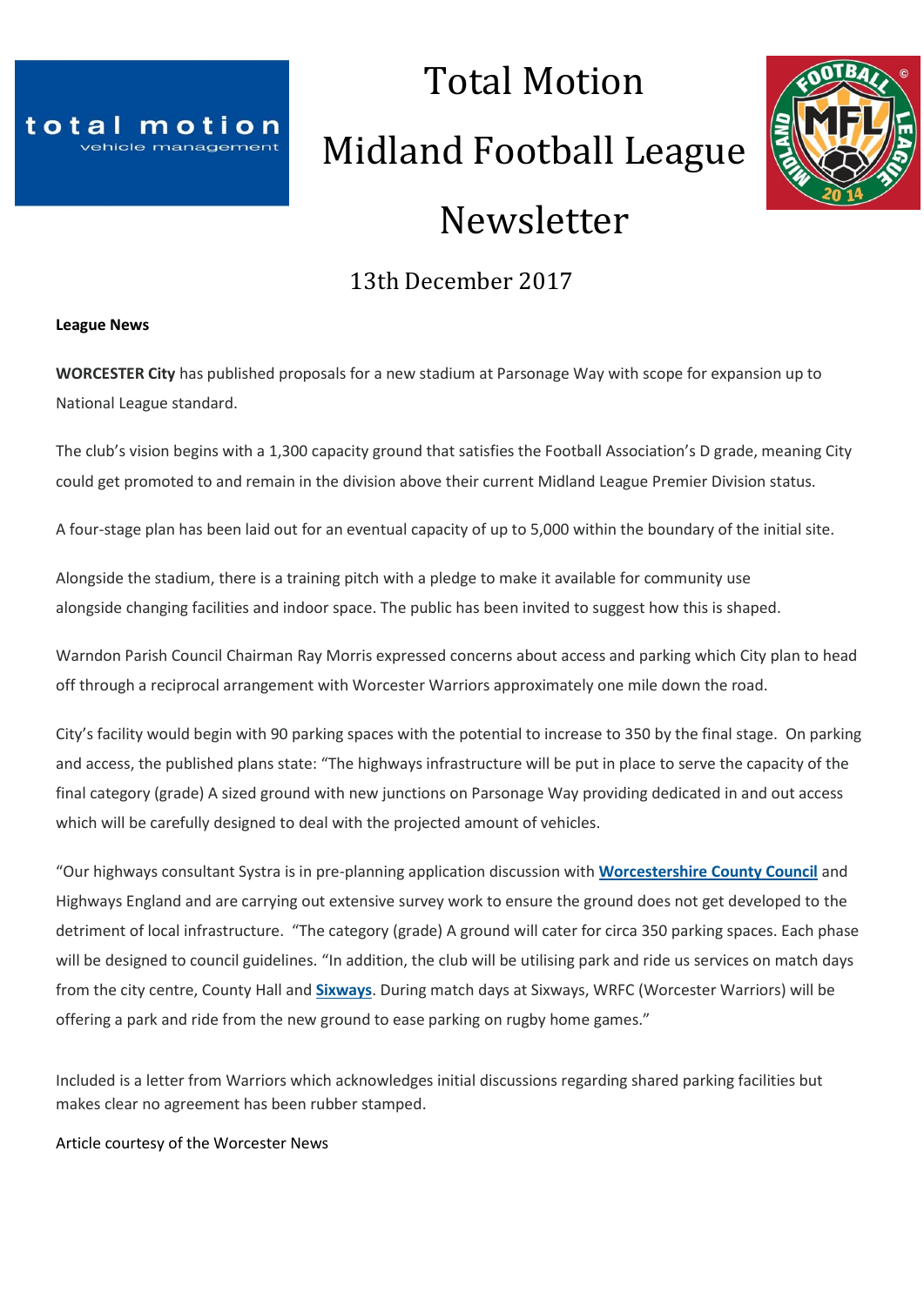# Total Motion Midland Football League Newsletter

13th December 2017

**League News**

**WORCESTER City** has published proposals for a new stadium at Parsonage Way with scope for expansion up to National League standard.

The club's vision begins with a 1,300 capacity ground that satisfies the Football Association's D grade, meaning City could get promoted to and remain in the division above their current Midland League Premier Division status.

A four-stage plan has been laid out for an eventual capacity of up to 5,000 within the boundary of the initial site.

Alongside the stadium, there is a training pitch with a pledge to make it available for community use alongside changing facilities and indoor space. The public has been invited to suggest how this is shaped.

Warndon Parish Council Chairman Ray Morris expressed concerns about access and parking which City plan to head off through a reciprocal arrangement with Worcester Warriors approximately one mile down the road.

City's facility would begin with 90 parking spaces with the potential to increase to 350 by the final stage. On parking and access, the published plans state: "The highways infrastructure will be put in place to serve the capacity of the final category (grade) A sized ground with new junctions on Parsonage Way providing dedicated in and out access which will be carefully designed to deal with the projected amount of vehicles.

"Our highways consultant Systra is in pre-planning application discussion with **Worcestershire County Council** and Highways England and are carrying out extensive survey work to ensure the ground does not get developed to the detriment of local infrastructure. "The category (grade) A ground will cater for circa 350 parking spaces. Each phase will be designed to council guidelines. "In addition, the club will be utilising park and ride us services on match days from the city centre, County Hall and **Sixways**. During match days at Sixways, WRFC (Worcester Warriors) will be offering a park and ride from the new ground to ease parking on rugby home games."

Included is a letter from Warriors which acknowledges initial discussions regarding shared parking facilities but makes clear no agreement has been rubber stamped.

Article courtesy of the Worcester News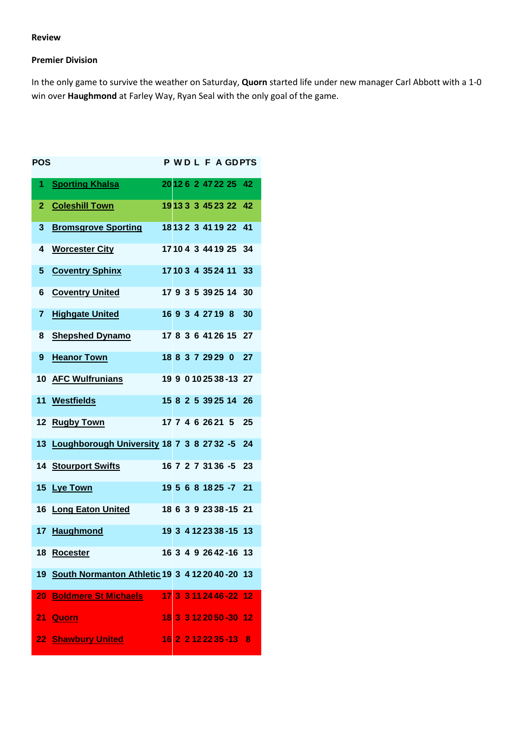**Review**

**Premier Division**

In the only game to survive the weather on Saturday, **Quorn** started life under new manager Carl Abbott with a 1-0 win over **Haughmond** at Farley Way, Ryan Seal with the only goal of the game.

| POS | | P | W | D | L | F | A | GD | PTS |
|---|---|---|---|---|---|---|---|---|---|
| 1 | Sporting Khalsa | 20 | 12 | 6 | 2 | 47 | 22 | 25 | 42 |
| 2 | Coleshill Town | 19 | 13 | 3 | 3 | 45 | 23 | 22 | 42 |
| 3 | Bromsgrove Sporting | 18 | 13 | 2 | 3 | 41 | 19 | 22 | 41 |
| 4 | Worcester City | 17 | 10 | 4 | 3 | 44 | 19 | 25 | 34 |
| 5 | Coventry Sphinx | 17 | 10 | 3 | 4 | 35 | 24 | 11 | 33 |
| 6 | Coventry United | 17 | 9 | 3 | 5 | 39 | 25 | 14 | 30 |
| 7 | Highgate United | 16 | 9 | 3 | 4 | 27 | 19 | 8 | 30 |
| 8 | Shepshed Dynamo | 17 | 8 | 3 | 6 | 41 | 26 | 15 | 27 |
| 9 | Heanor Town | 18 | 8 | 3 | 7 | 29 | 29 | 0 | 27 |
| 10 | AFC Wulfrunians | 19 | 9 | 0 | 10 | 25 | 38 | -13 | 27 |
| 11 | Westfields | 15 | 8 | 2 | 5 | 39 | 25 | 14 | 26 |
| 12 | Rugby Town | 17 | 7 | 4 | 6 | 26 | 21 | 5 | 25 |
| 13 | Loughborough University | 18 | 7 | 3 | 8 | 27 | 32 | -5 | 24 |
| 14 | Stourport Swifts | 16 | 7 | 2 | 7 | 31 | 36 | -5 | 23 |
| 15 | Lye Town | 19 | 5 | 6 | 8 | 18 | 25 | -7 | 21 |
| 16 | Long Eaton United | 18 | 6 | 3 | 9 | 23 | 38 | -15 | 21 |
| 17 | Haughmond | 19 | 3 | 4 | 12 | 23 | 38 | -15 | 13 |
| 18 | Rocester | 16 | 3 | 4 | 9 | 26 | 42 | -16 | 13 |
| 19 | South Normanton Athletic | 19 | 3 | 4 | 12 | 20 | 40 | -20 | 13 |
| 20 | Boldmere St Michaels | 17 | 3 | 3 | 11 | 24 | 46 | -22 | 12 |
| 21 | Quorn | 18 | 3 | 3 | 12 | 20 | 50 | -30 | 12 |
| 22 | Shawbury United | 16 | 2 | 2 | 12 | 22 | 35 | -13 | 8 |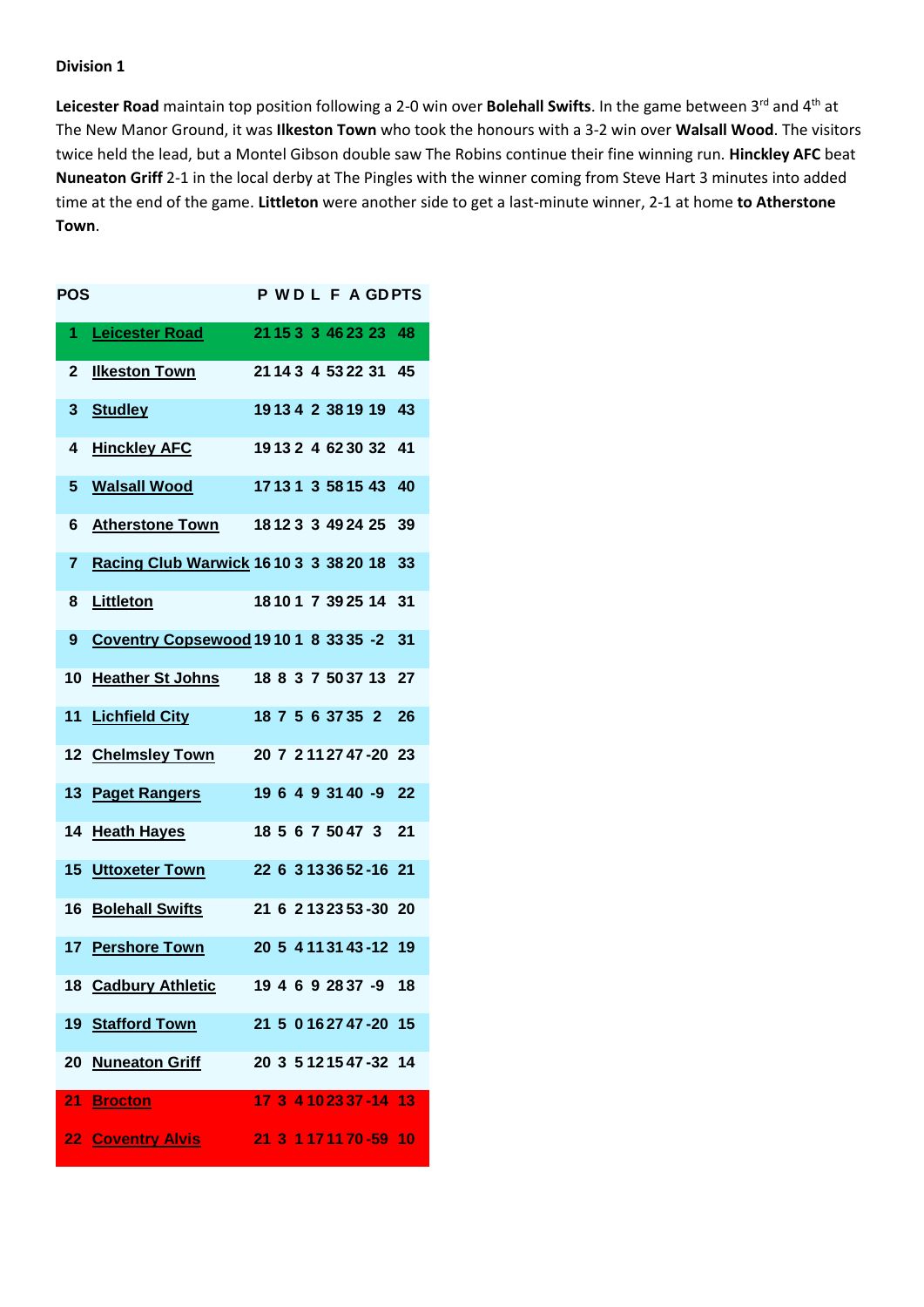**Division 1**

**Leicester Road** maintain top position following a 2-0 win over **Bolehall Swifts**. In the game between 3rd and 4th at The New Manor Ground, it was **Ilkeston Town** who took the honours with a 3-2 win over **Walsall Wood**. The visitors twice held the lead, but a Montel Gibson double saw The Robins continue their fine winning run. **Hinckley AFC** beat **Nuneaton Griff** 2-1 in the local derby at The Pingles with the winner coming from Steve Hart 3 minutes into added time at the end of the game. **Littleton** were another side to get a last-minute winner, 2-1 at home **to Atherstone Town**.

| POS | | P | W | D | L | F | A | GD | PTS |
|---|---|---|---|---|---|---|---|---|---|
| 1 | Leicester Road | 21 | 15 | 3 | 3 | 46 | 23 | 23 | 48 |
| 2 | Ilkeston Town | 21 | 14 | 3 | 4 | 53 | 22 | 31 | 45 |
| 3 | Studley | 19 | 13 | 4 | 2 | 38 | 19 | 19 | 43 |
| 4 | Hinckley AFC | 19 | 13 | 2 | 4 | 62 | 30 | 32 | 41 |
| 5 | Walsall Wood | 17 | 13 | 1 | 3 | 58 | 15 | 43 | 40 |
| 6 | Atherstone Town | 18 | 12 | 3 | 3 | 49 | 24 | 25 | 39 |
| 7 | Racing Club Warwick | 16 | 10 | 3 | 3 | 38 | 20 | 18 | 33 |
| 8 | Littleton | 18 | 10 | 1 | 7 | 39 | 25 | 14 | 31 |
| 9 | Coventry Copsewood | 19 | 10 | 1 | 8 | 33 | 35 | -2 | 31 |
| 10 | Heather St Johns | 18 | 8 | 3 | 7 | 50 | 37 | 13 | 27 |
| 11 | Lichfield City | 18 | 7 | 5 | 6 | 37 | 35 | 2 | 26 |
| 12 | Chelmsley Town | 20 | 7 | 2 | 11 | 27 | 47 | -20 | 23 |
| 13 | Paget Rangers | 19 | 6 | 4 | 9 | 31 | 40 | -9 | 22 |
| 14 | Heath Hayes | 18 | 5 | 6 | 7 | 50 | 47 | 3 | 21 |
| 15 | Uttoxeter Town | 22 | 6 | 3 | 13 | 36 | 52 | -16 | 21 |
| 16 | Bolehall Swifts | 21 | 6 | 2 | 13 | 23 | 53 | -30 | 20 |
| 17 | Pershore Town | 20 | 5 | 4 | 11 | 31 | 43 | -12 | 19 |
| 18 | Cadbury Athletic | 19 | 4 | 6 | 9 | 28 | 37 | -9 | 18 |
| 19 | Stafford Town | 21 | 5 | 0 | 16 | 27 | 47 | -20 | 15 |
| 20 | Nuneaton Griff | 20 | 3 | 5 | 12 | 15 | 47 | -32 | 14 |
| 21 | Brocton | 17 | 3 | 4 | 10 | 23 | 37 | -14 | 13 |
| 22 | Coventry Alvis | 21 | 3 | 1 | 17 | 11 | 70 | -59 | 10 |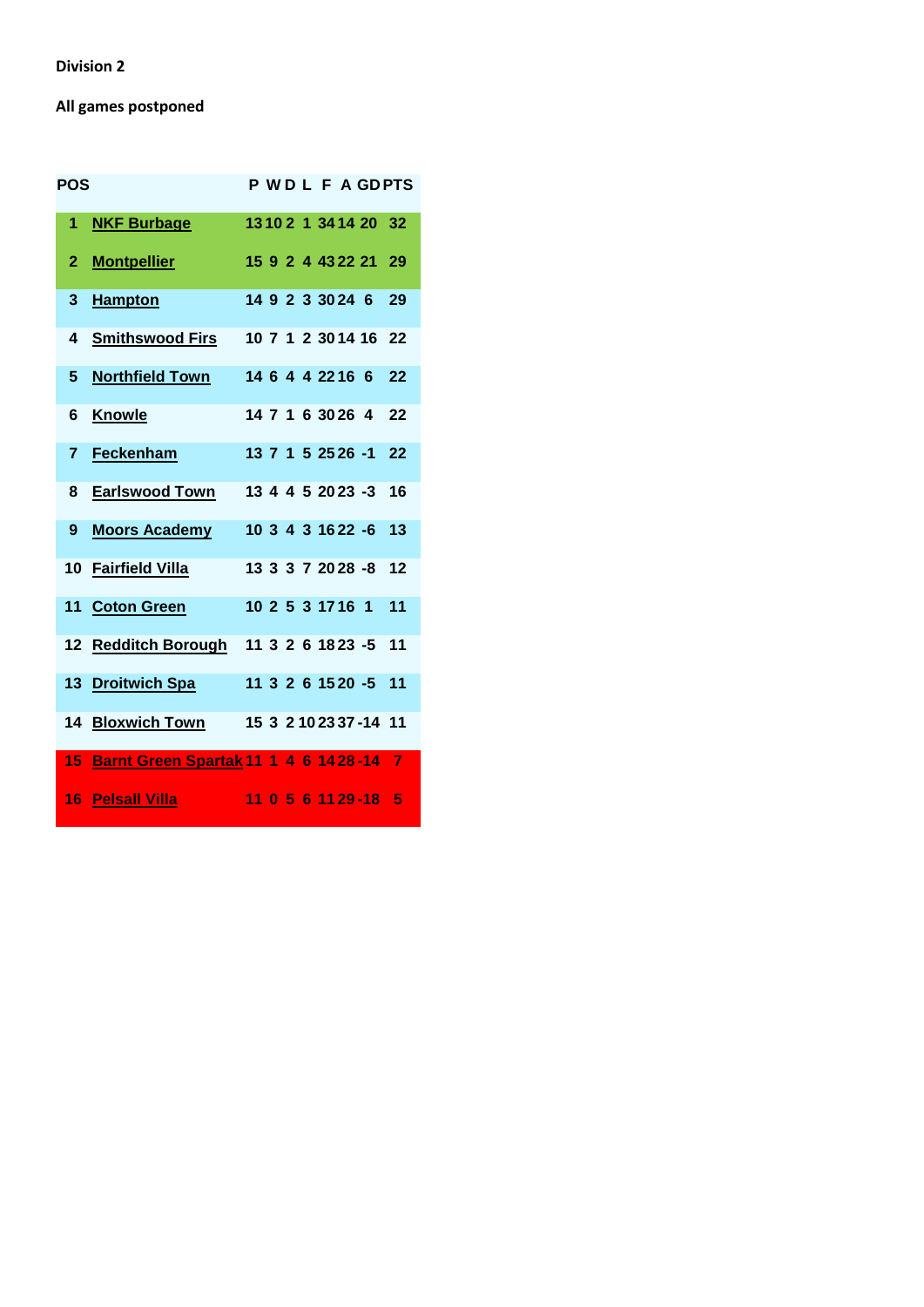**Division 2**

**All games postponed**

| POS | | P | W | D | L | F | A | GD | PTS |
|---|---|---|---|---|---|---|---|---|---|
| 1 | NKF Burbage | 13 | 10 | 2 | 1 | 34 | 14 | 20 | 32 |
| 2 | Montpellier | 15 | 9 | 2 | 4 | 43 | 22 | 21 | 29 |
| 3 | Hampton | 14 | 9 | 2 | 3 | 30 | 24 | 6 | 29 |
| 4 | Smithswood Firs | 10 | 7 | 1 | 2 | 30 | 14 | 16 | 22 |
| 5 | Northfield Town | 14 | 6 | 4 | 4 | 22 | 16 | 6 | 22 |
| 6 | Knowle | 14 | 7 | 1 | 6 | 30 | 26 | 4 | 22 |
| 7 | Feckenham | 13 | 7 | 1 | 5 | 25 | 26 | -1 | 22 |
| 8 | Earlswood Town | 13 | 4 | 4 | 5 | 20 | 23 | -3 | 16 |
| 9 | Moors Academy | 10 | 3 | 4 | 3 | 16 | 22 | -6 | 13 |
| 10 | Fairfield Villa | 13 | 3 | 3 | 7 | 20 | 28 | -8 | 12 |
| 11 | Coton Green | 10 | 2 | 5 | 3 | 17 | 16 | 1 | 11 |
| 12 | Redditch Borough | 11 | 3 | 2 | 6 | 18 | 23 | -5 | 11 |
| 13 | Droitwich Spa | 11 | 3 | 2 | 6 | 15 | 20 | -5 | 11 |
| 14 | Bloxwich Town | 15 | 3 | 2 | 10 | 23 | 37 | -14 | 11 |
| 15 | Barnt Green Spartak | 11 | 1 | 4 | 6 | 14 | 28 | -14 | 7 |
| 16 | Pelsall Villa | 11 | 0 | 5 | 6 | 11 | 29 | -18 | 5 |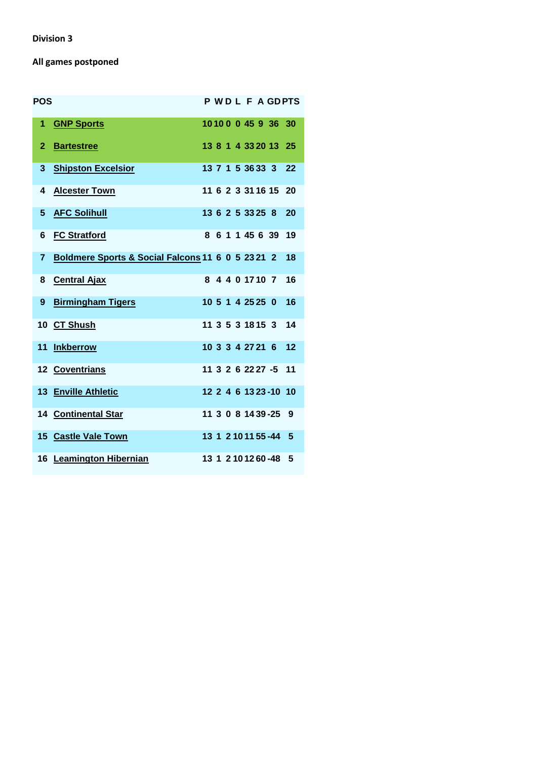**Division 3**

**All games postponed**

| POS | | P | W | D | L | F | A | GD | PTS |
|---|---|---|---|---|---|---|---|---|---|
| 1 | GNP Sports | 10 | 10 | 0 | 0 | 45 | 9 | 36 | 30 |
| 2 | Bartestree | 13 | 8 | 1 | 4 | 33 | 20 | 13 | 25 |
| 3 | Shipston Excelsior | 13 | 7 | 1 | 5 | 36 | 33 | 3 | 22 |
| 4 | Alcester Town | 11 | 6 | 2 | 3 | 31 | 16 | 15 | 20 |
| 5 | AFC Solihull | 13 | 6 | 2 | 5 | 33 | 25 | 8 | 20 |
| 6 | FC Stratford | 8 | 6 | 1 | 1 | 45 | 6 | 39 | 19 |
| 7 | Boldmere Sports & Social Falcons | 11 | 6 | 0 | 5 | 23 | 21 | 2 | 18 |
| 8 | Central Ajax | 8 | 4 | 4 | 0 | 17 | 10 | 7 | 16 |
| 9 | Birmingham Tigers | 10 | 5 | 1 | 4 | 25 | 25 | 0 | 16 |
| 10 | CT Shush | 11 | 3 | 5 | 3 | 18 | 15 | 3 | 14 |
| 11 | Inkberrow | 10 | 3 | 3 | 4 | 27 | 21 | 6 | 12 |
| 12 | Coventrians | 11 | 3 | 2 | 6 | 22 | 27 | -5 | 11 |
| 13 | Enville Athletic | 12 | 2 | 4 | 6 | 13 | 23 | -10 | 10 |
| 14 | Continental Star | 11 | 3 | 0 | 8 | 14 | 39 | -25 | 9 |
| 15 | Castle Vale Town | 13 | 1 | 2 | 10 | 11 | 55 | -44 | 5 |
| 16 | Leamington Hibernian | 13 | 1 | 2 | 10 | 12 | 60 | -48 | 5 |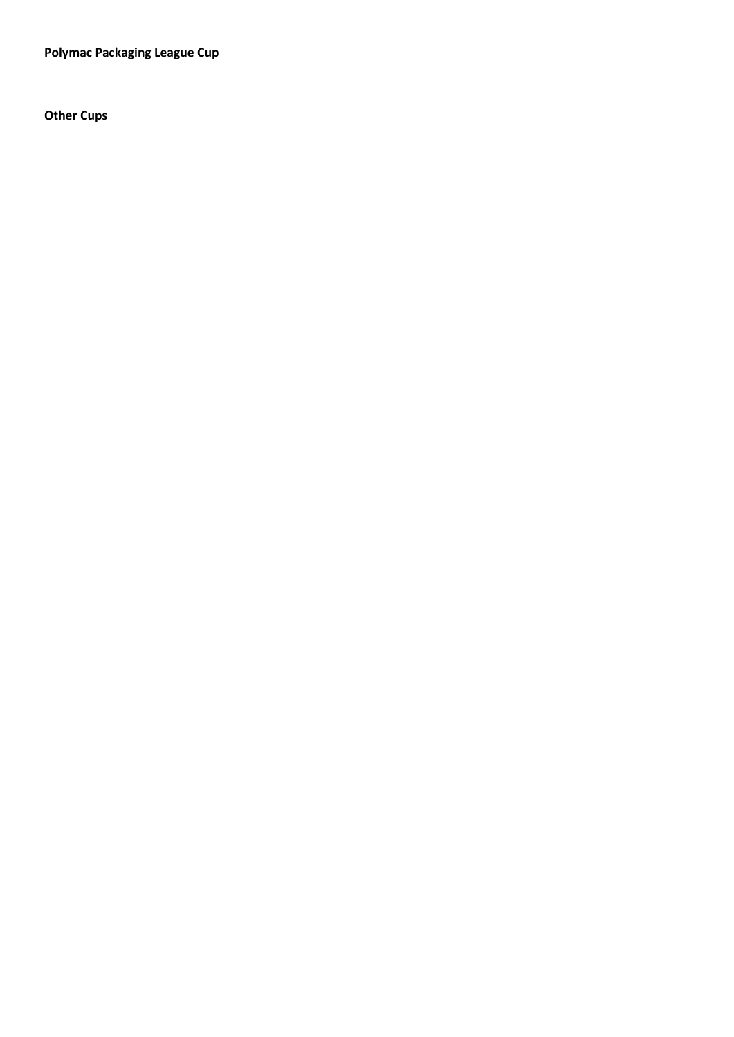**Polymac Packaging League Cup**

**Other Cups**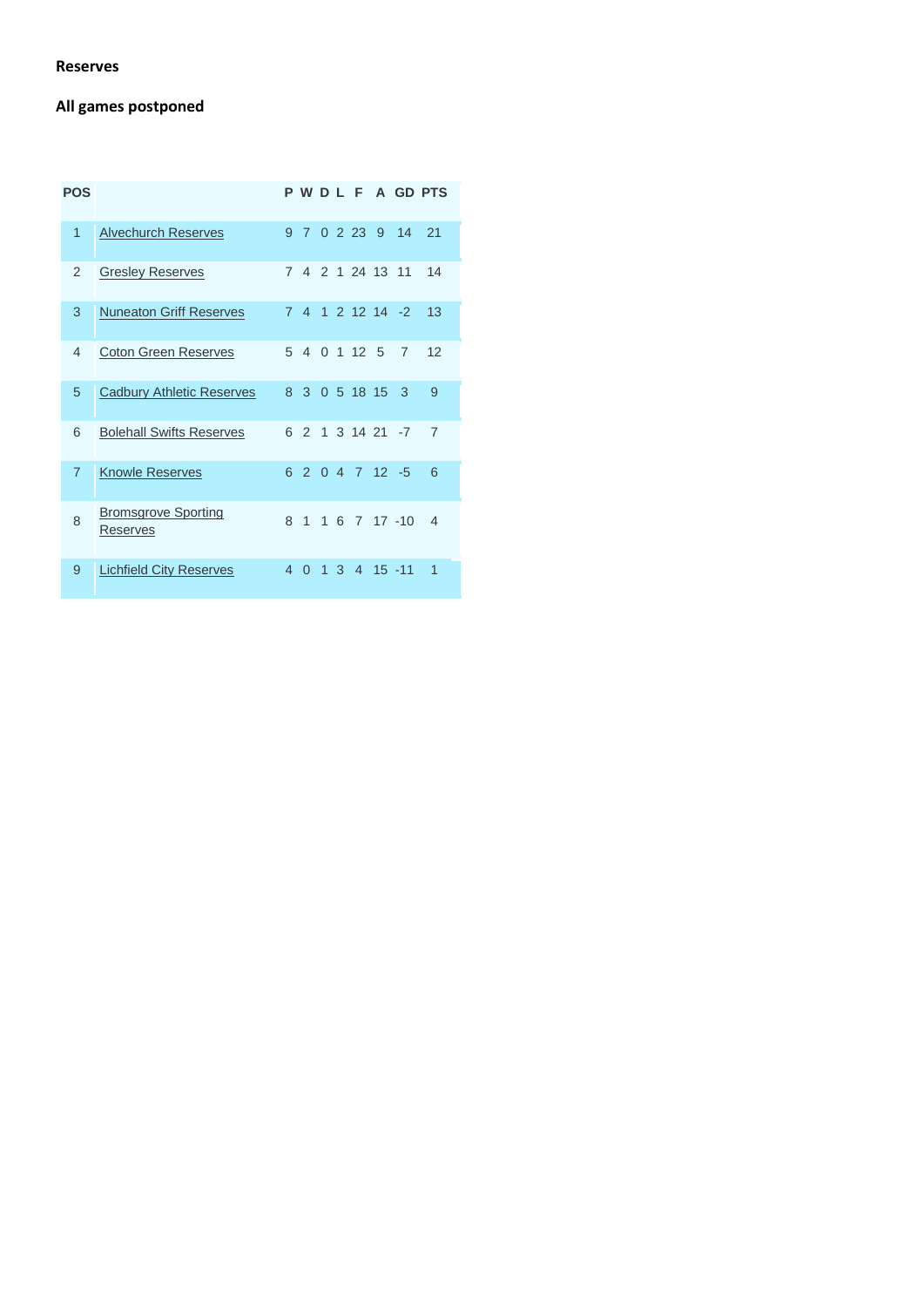**Reserves**

**All games postponed**

| POS | | P | W | D | L | F | A | GD | PTS |
|---|---|---|---|---|---|---|---|---|---|
| 1 | Alvechurch Reserves | 9 | 7 | 0 | 2 | 23 | 9 | 14 | 21 |
| 2 | Gresley Reserves | 7 | 4 | 2 | 1 | 24 | 13 | 11 | 14 |
| 3 | Nuneaton Griff Reserves | 7 | 4 | 1 | 2 | 12 | 14 | -2 | 13 |
| 4 | Coton Green Reserves | 5 | 4 | 0 | 1 | 12 | 5 | 7 | 12 |
| 5 | Cadbury Athletic Reserves | 8 | 3 | 0 | 5 | 18 | 15 | 3 | 9 |
| 6 | Bolehall Swifts Reserves | 6 | 2 | 1 | 3 | 14 | 21 | -7 | 7 |
| 7 | Knowle Reserves | 6 | 2 | 0 | 4 | 7 | 12 | -5 | 6 |
| 8 | Bromsgrove Sporting Reserves | 8 | 1 | 1 | 6 | 7 | 17 | -10 | 4 |
| 9 | Lichfield City Reserves | 4 | 0 | 1 | 3 | 4 | 15 | -11 | 1 |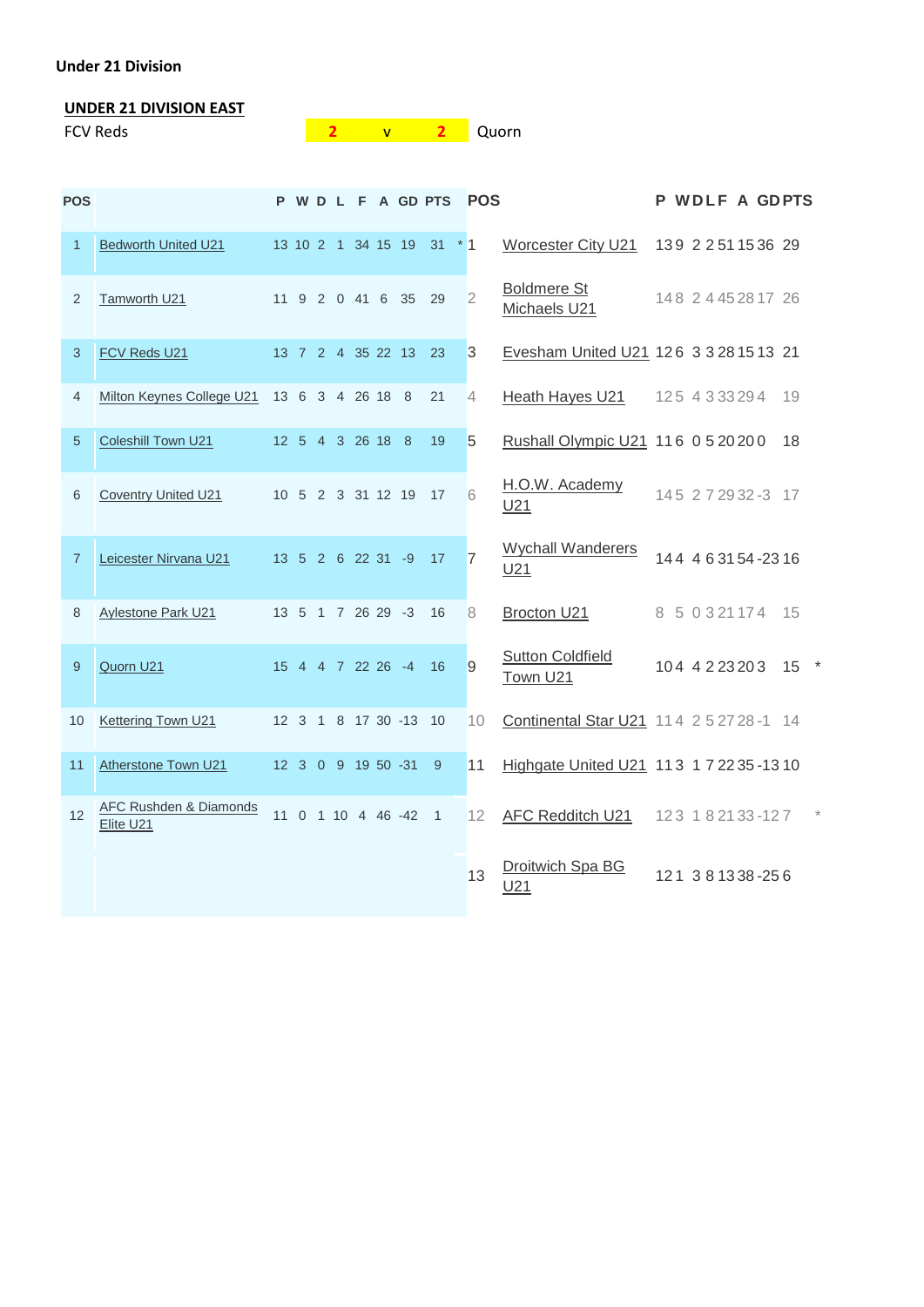**Under 21 Division**

**UNDER 21 DIVISION EAST**

| FCV Reds | 2 | v | 2 | Quorn |
|---|---|---|---|---|

| POS | | P | W | D | L | F | A | GD | PTS |
|---|---|---|---|---|---|---|---|---|---|
| 1 | Bedworth United U21 | 13 | 10 | 2 | 1 | 34 | 15 | 19 | 31 |
| 2 | Tamworth U21 | 11 | 9 | 2 | 0 | 41 | 6 | 35 | 29 |
| 3 | FCV Reds U21 | 13 | 7 | 2 | 4 | 35 | 22 | 13 | 23 |
| 4 | Milton Keynes College U21 | 13 | 6 | 3 | 4 | 26 | 18 | 8 | 21 |
| 5 | Coleshill Town U21 | 12 | 5 | 4 | 3 | 26 | 18 | 8 | 19 |
| 6 | Coventry United U21 | 10 | 5 | 2 | 3 | 31 | 12 | 19 | 17 |
| 7 | Leicester Nirvana U21 | 13 | 5 | 2 | 6 | 22 | 31 | -9 | 17 |
| 8 | Aylestone Park U21 | 13 | 5 | 1 | 7 | 26 | 29 | -3 | 16 |
| 9 | Quorn U21 | 15 | 4 | 4 | 7 | 22 | 26 | -4 | 16 |
| 10 | Kettering Town U21 | 12 | 3 | 1 | 8 | 17 | 30 | -13 | 10 |
| 11 | Atherstone Town U21 | 12 | 3 | 0 | 9 | 19 | 50 | -31 | 9 |
| 12 | AFC Rushden & Diamonds Elite U21 | 11 | 0 | 1 | 10 | 4 | 46 | -42 | 1 |

| POS | | P | W | D | L | F | A | GD | PTS | |
|---|---|---|---|---|---|---|---|---|---|---|
| *1 | Worcester City U21 | 13 | 9 | 2 | 2 | 51 | 15 | 36 | 29 | |
| 2 | Boldmere St Michaels U21 | 14 | 8 | 2 | 4 | 45 | 28 | 17 | 26 | |
| 3 | Evesham United U21 | 12 | 6 | 3 | 3 | 28 | 15 | 13 | 21 | |
| 4 | Heath Hayes U21 | 12 | 5 | 4 | 3 | 33 | 29 | 4 | 19 | |
| 5 | Rushall Olympic U21 | 11 | 6 | 0 | 5 | 20 | 20 | 0 | 18 | |
| 6 | H.O.W. Academy U21 | 14 | 5 | 2 | 7 | 29 | 32 | -3 | 17 | |
| 7 | Wychall Wanderers U21 | 14 | 4 | 4 | 6 | 31 | 54 | -23 | 16 | |
| 8 | Brocton U21 | 8 | 5 | 0 | 3 | 21 | 17 | 4 | 15 | |
| 9 | Sutton Coldfield Town U21 | 10 | 4 | 4 | 2 | 23 | 20 | 3 | 15 | * |
| 10 | Continental Star U21 | 11 | 4 | 2 | 5 | 27 | 28 | -1 | 14 | |
| 11 | Highgate United U21 | 11 | 3 | 1 | 7 | 22 | 35 | -13 | 10 | |
| 12 | AFC Redditch U21 | 12 | 3 | 1 | 8 | 21 | 33 | -12 | 7 | * |
| 13 | Droitwich Spa BG U21 | 12 | 1 | 3 | 8 | 13 | 38 | -25 | 6 | |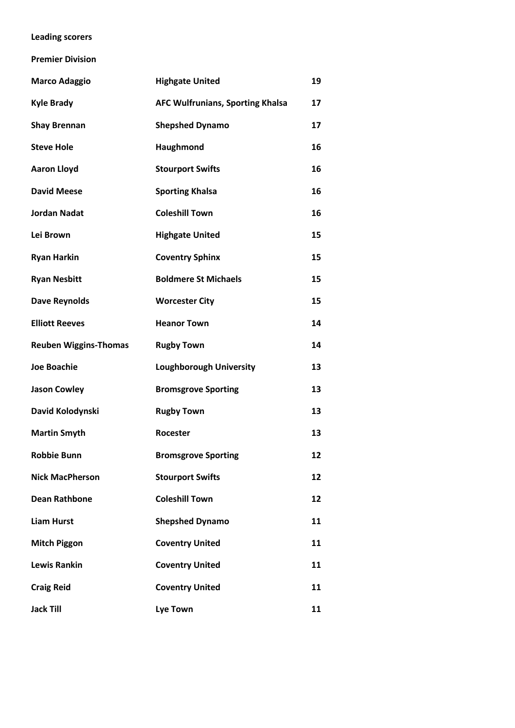**Leading scorers**

**Premier Division**

| | | |
|---|---|---|
| **Marco Adaggio** | **Highgate United** | **19** |
| **Kyle Brady** | **AFC Wulfrunians, Sporting Khalsa** | **17** |
| **Shay Brennan** | **Shepshed Dynamo** | **17** |
| **Steve Hole** | **Haughmond** | **16** |
| **Aaron Lloyd** | **Stourport Swifts** | **16** |
| **David Meese** | **Sporting Khalsa** | **16** |
| **Jordan Nadat** | **Coleshill Town** | **16** |
| **Lei Brown** | **Highgate United** | **15** |
| **Ryan Harkin** | **Coventry Sphinx** | **15** |
| **Ryan Nesbitt** | **Boldmere St Michaels** | **15** |
| **Dave Reynolds** | **Worcester City** | **15** |
| **Elliott Reeves** | **Heanor Town** | **14** |
| **Reuben Wiggins-Thomas** | **Rugby Town** | **14** |
| **Joe Boachie** | **Loughborough University** | **13** |
| **Jason Cowley** | **Bromsgrove Sporting** | **13** |
| **David Kolodynski** | **Rugby Town** | **13** |
| **Martin Smyth** | **Rocester** | **13** |
| **Robbie Bunn** | **Bromsgrove Sporting** | **12** |
| **Nick MacPherson** | **Stourport Swifts** | **12** |
| **Dean Rathbone** | **Coleshill Town** | **12** |
| **Liam Hurst** | **Shepshed Dynamo** | **11** |
| **Mitch Piggon** | **Coventry United** | **11** |
| **Lewis Rankin** | **Coventry United** | **11** |
| **Craig Reid** | **Coventry United** | **11** |
| **Jack Till** | **Lye Town** | **11** |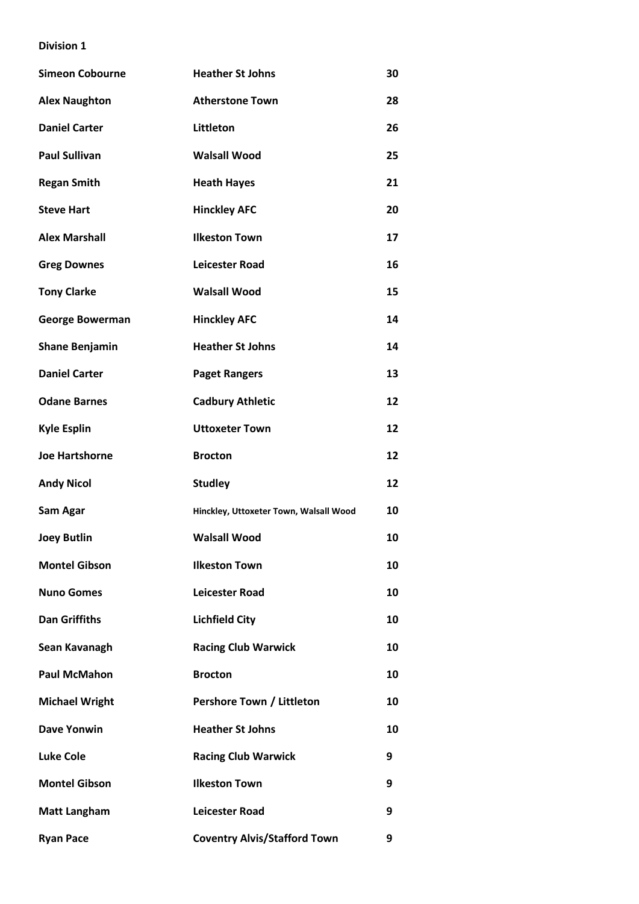**Division 1**

| | | |
|---|---|---|
| **Simeon Cobourne** | **Heather St Johns** | **30** |
| **Alex Naughton** | **Atherstone Town** | **28** |
| **Daniel Carter** | **Littleton** | **26** |
| **Paul Sullivan** | **Walsall Wood** | **25** |
| **Regan Smith** | **Heath Hayes** | **21** |
| **Steve Hart** | **Hinckley AFC** | **20** |
| **Alex Marshall** | **Ilkeston Town** | **17** |
| **Greg Downes** | **Leicester Road** | **16** |
| **Tony Clarke** | **Walsall Wood** | **15** |
| **George Bowerman** | **Hinckley AFC** | **14** |
| **Shane Benjamin** | **Heather St Johns** | **14** |
| **Daniel Carter** | **Paget Rangers** | **13** |
| **Odane Barnes** | **Cadbury Athletic** | **12** |
| **Kyle Esplin** | **Uttoxeter Town** | **12** |
| **Joe Hartshorne** | **Brocton** | **12** |
| **Andy Nicol** | **Studley** | **12** |
| **Sam Agar** | **Hinckley, Uttoxeter Town, Walsall Wood** | **10** |
| **Joey Butlin** | **Walsall Wood** | **10** |
| **Montel Gibson** | **Ilkeston Town** | **10** |
| **Nuno Gomes** | **Leicester Road** | **10** |
| **Dan Griffiths** | **Lichfield City** | **10** |
| **Sean Kavanagh** | **Racing Club Warwick** | **10** |
| **Paul McMahon** | **Brocton** | **10** |
| **Michael Wright** | **Pershore Town / Littleton** | **10** |
| **Dave Yonwin** | **Heather St Johns** | **10** |
| **Luke Cole** | **Racing Club Warwick** | **9** |
| **Montel Gibson** | **Ilkeston Town** | **9** |
| **Matt Langham** | **Leicester Road** | **9** |
| **Ryan Pace** | **Coventry Alvis/Stafford Town** | **9** |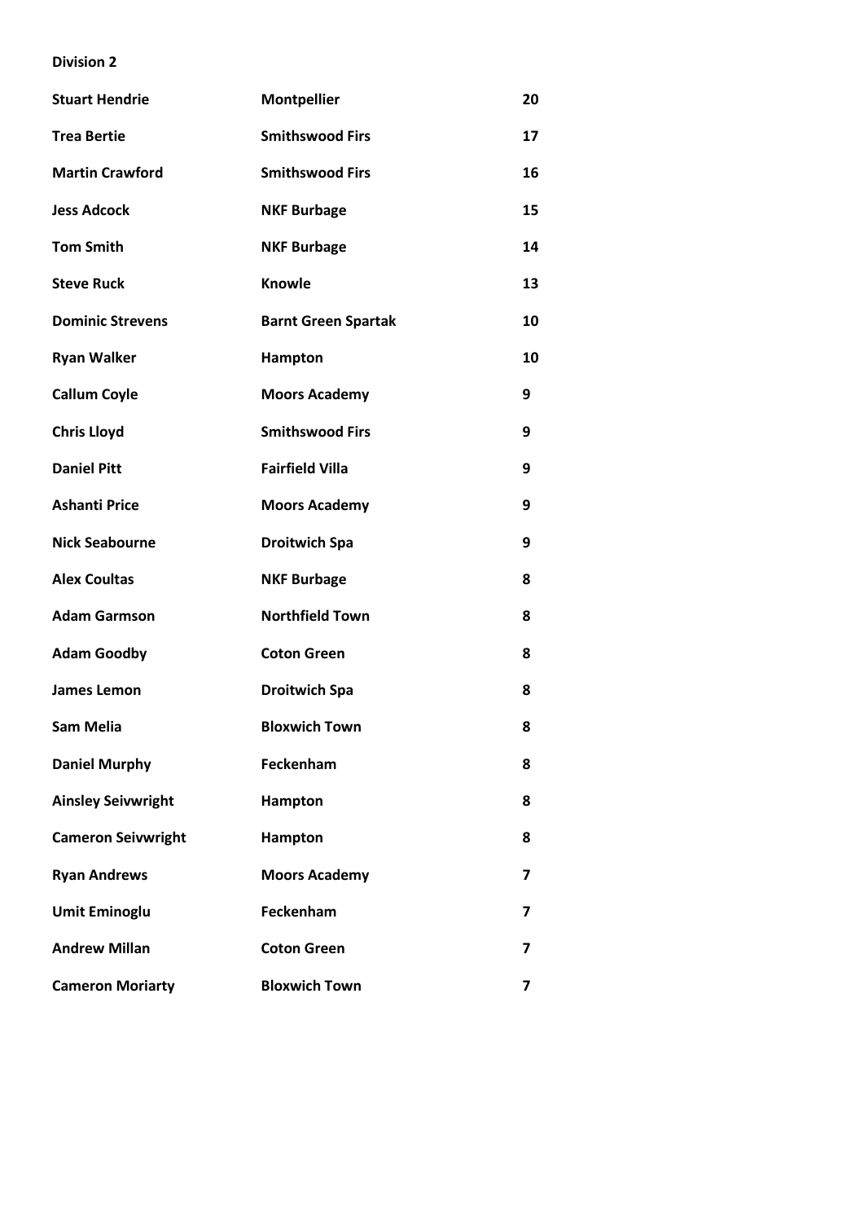**Division 2**

| **Stuart Hendrie** | **Montpellier** | **20** |
|---|---|---|
| **Trea Bertie** | **Smithswood Firs** | **17** |
| **Martin Crawford** | **Smithswood Firs** | **16** |
| **Jess Adcock** | **NKF Burbage** | **15** |
| **Tom Smith** | **NKF Burbage** | **14** |
| **Steve Ruck** | **Knowle** | **13** |
| **Dominic Strevens** | **Barnt Green Spartak** | **10** |
| **Ryan Walker** | **Hampton** | **10** |
| **Callum Coyle** | **Moors Academy** | **9** |
| **Chris Lloyd** | **Smithswood Firs** | **9** |
| **Daniel Pitt** | **Fairfield Villa** | **9** |
| **Ashanti Price** | **Moors Academy** | **9** |
| **Nick Seabourne** | **Droitwich Spa** | **9** |
| **Alex Coultas** | **NKF Burbage** | **8** |
| **Adam Garmson** | **Northfield Town** | **8** |
| **Adam Goodby** | **Coton Green** | **8** |
| **James Lemon** | **Droitwich Spa** | **8** |
| **Sam Melia** | **Bloxwich Town** | **8** |
| **Daniel Murphy** | **Feckenham** | **8** |
| **Ainsley Seivwright** | **Hampton** | **8** |
| **Cameron Seivwright** | **Hampton** | **8** |
| **Ryan Andrews** | **Moors Academy** | **7** |
| **Umit Eminoglu** | **Feckenham** | **7** |
| **Andrew Millan** | **Coton Green** | **7** |
| **Cameron Moriarty** | **Bloxwich Town** | **7** |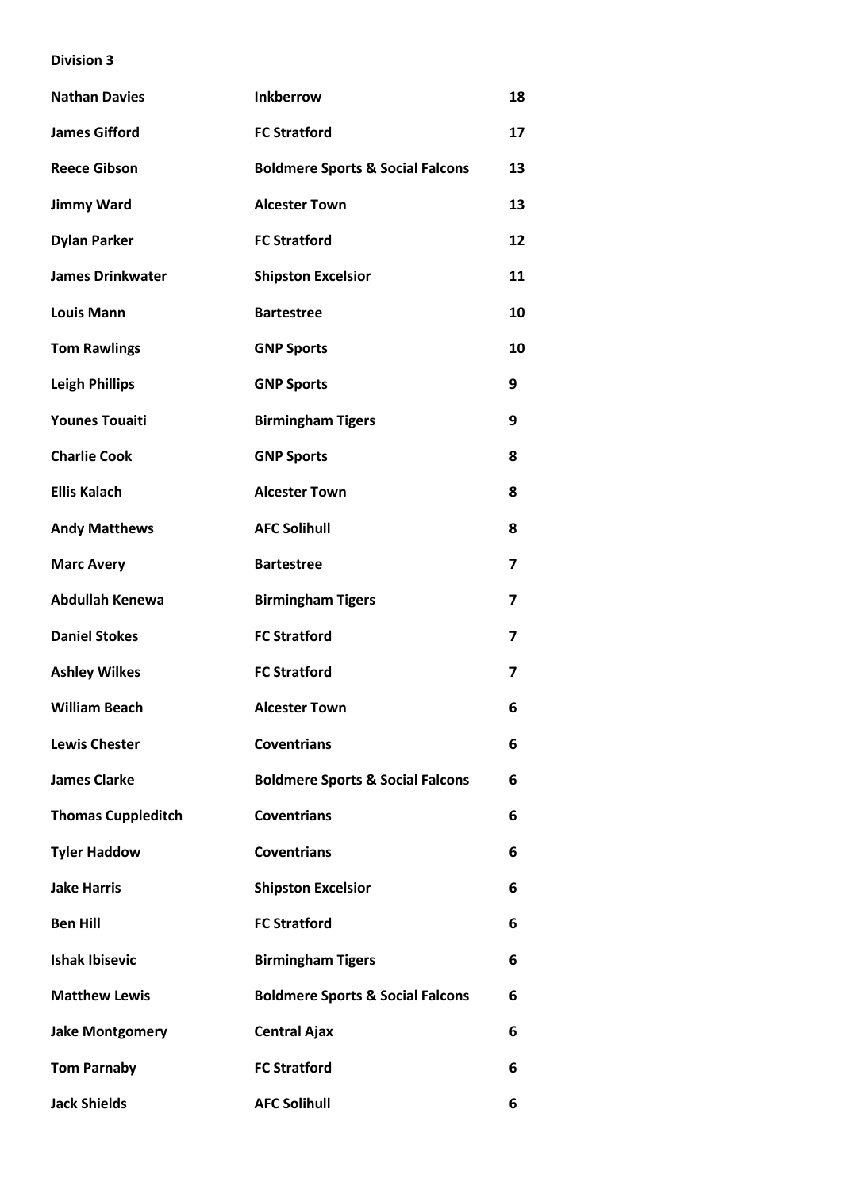**Division 3**

| | | |
|---|---|---|
| **Nathan Davies** | **Inkberrow** | **18** |
| **James Gifford** | **FC Stratford** | **17** |
| **Reece Gibson** | **Boldmere Sports & Social Falcons** | **13** |
| **Jimmy Ward** | **Alcester Town** | **13** |
| **Dylan Parker** | **FC Stratford** | **12** |
| **James Drinkwater** | **Shipston Excelsior** | **11** |
| **Louis Mann** | **Bartestree** | **10** |
| **Tom Rawlings** | **GNP Sports** | **10** |
| **Leigh Phillips** | **GNP Sports** | **9** |
| **Younes Touaiti** | **Birmingham Tigers** | **9** |
| **Charlie Cook** | **GNP Sports** | **8** |
| **Ellis Kalach** | **Alcester Town** | **8** |
| **Andy Matthews** | **AFC Solihull** | **8** |
| **Marc Avery** | **Bartestree** | **7** |
| **Abdullah Kenewa** | **Birmingham Tigers** | **7** |
| **Daniel Stokes** | **FC Stratford** | **7** |
| **Ashley Wilkes** | **FC Stratford** | **7** |
| **William Beach** | **Alcester Town** | **6** |
| **Lewis Chester** | **Coventrians** | **6** |
| **James Clarke** | **Boldmere Sports & Social Falcons** | **6** |
| **Thomas Cuppleditch** | **Coventrians** | **6** |
| **Tyler Haddow** | **Coventrians** | **6** |
| **Jake Harris** | **Shipston Excelsior** | **6** |
| **Ben Hill** | **FC Stratford** | **6** |
| **Ishak Ibisevic** | **Birmingham Tigers** | **6** |
| **Matthew Lewis** | **Boldmere Sports & Social Falcons** | **6** |
| **Jake Montgomery** | **Central Ajax** | **6** |
| **Tom Parnaby** | **FC Stratford** | **6** |
| **Jack Shields** | **AFC Solihull** | **6** |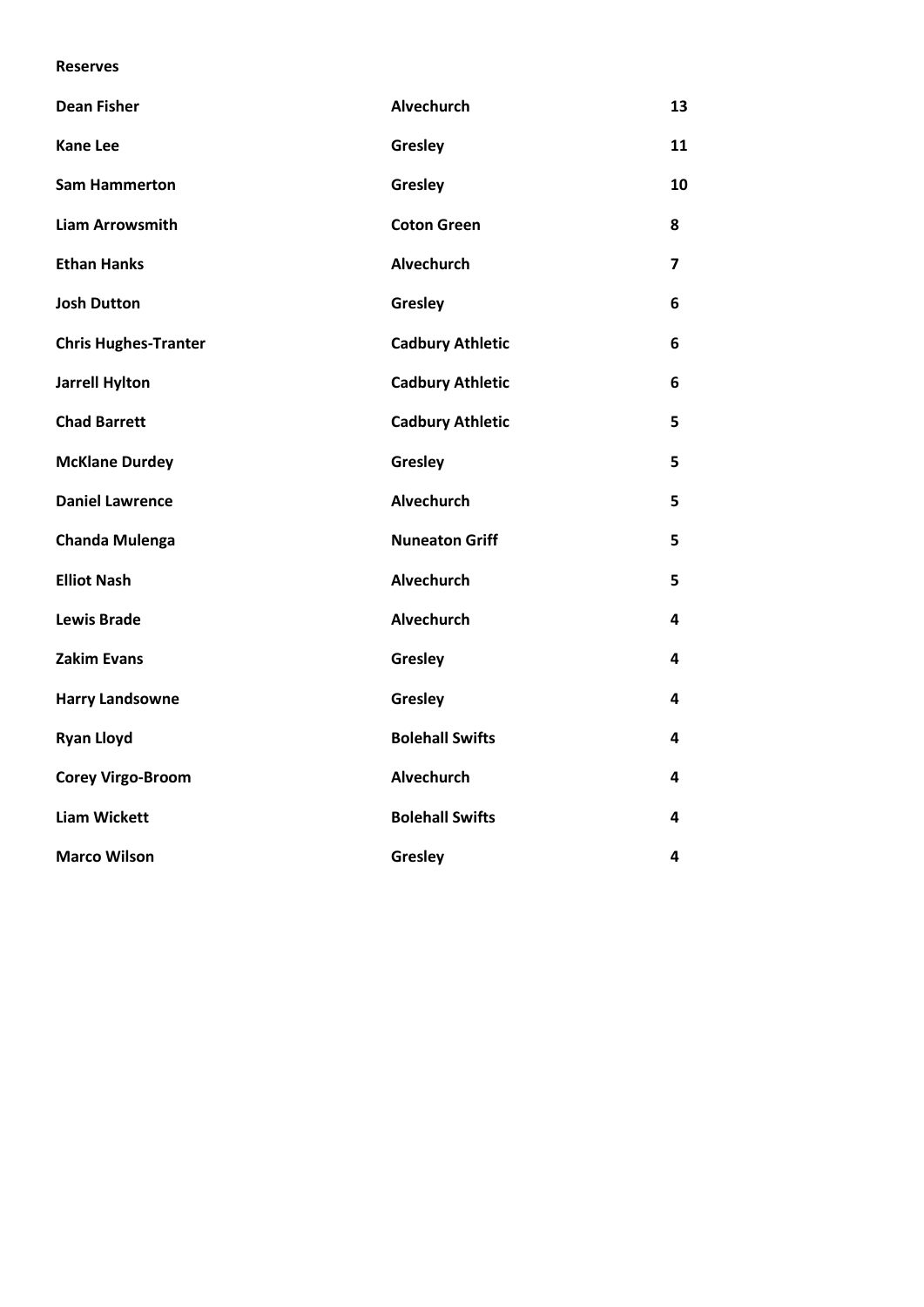**Reserves**

| | | |
|---|---|---|
| **Dean Fisher** | **Alvechurch** | **13** |
| **Kane Lee** | **Gresley** | **11** |
| **Sam Hammerton** | **Gresley** | **10** |
| **Liam Arrowsmith** | **Coton Green** | **8** |
| **Ethan Hanks** | **Alvechurch** | **7** |
| **Josh Dutton** | **Gresley** | **6** |
| **Chris Hughes-Tranter** | **Cadbury Athletic** | **6** |
| **Jarrell Hylton** | **Cadbury Athletic** | **6** |
| **Chad Barrett** | **Cadbury Athletic** | **5** |
| **McKlane Durdey** | **Gresley** | **5** |
| **Daniel Lawrence** | **Alvechurch** | **5** |
| **Chanda Mulenga** | **Nuneaton Griff** | **5** |
| **Elliot Nash** | **Alvechurch** | **5** |
| **Lewis Brade** | **Alvechurch** | **4** |
| **Zakim Evans** | **Gresley** | **4** |
| **Harry Landsowne** | **Gresley** | **4** |
| **Ryan Lloyd** | **Bolehall Swifts** | **4** |
| **Corey Virgo-Broom** | **Alvechurch** | **4** |
| **Liam Wickett** | **Bolehall Swifts** | **4** |
| **Marco Wilson** | **Gresley** | **4** |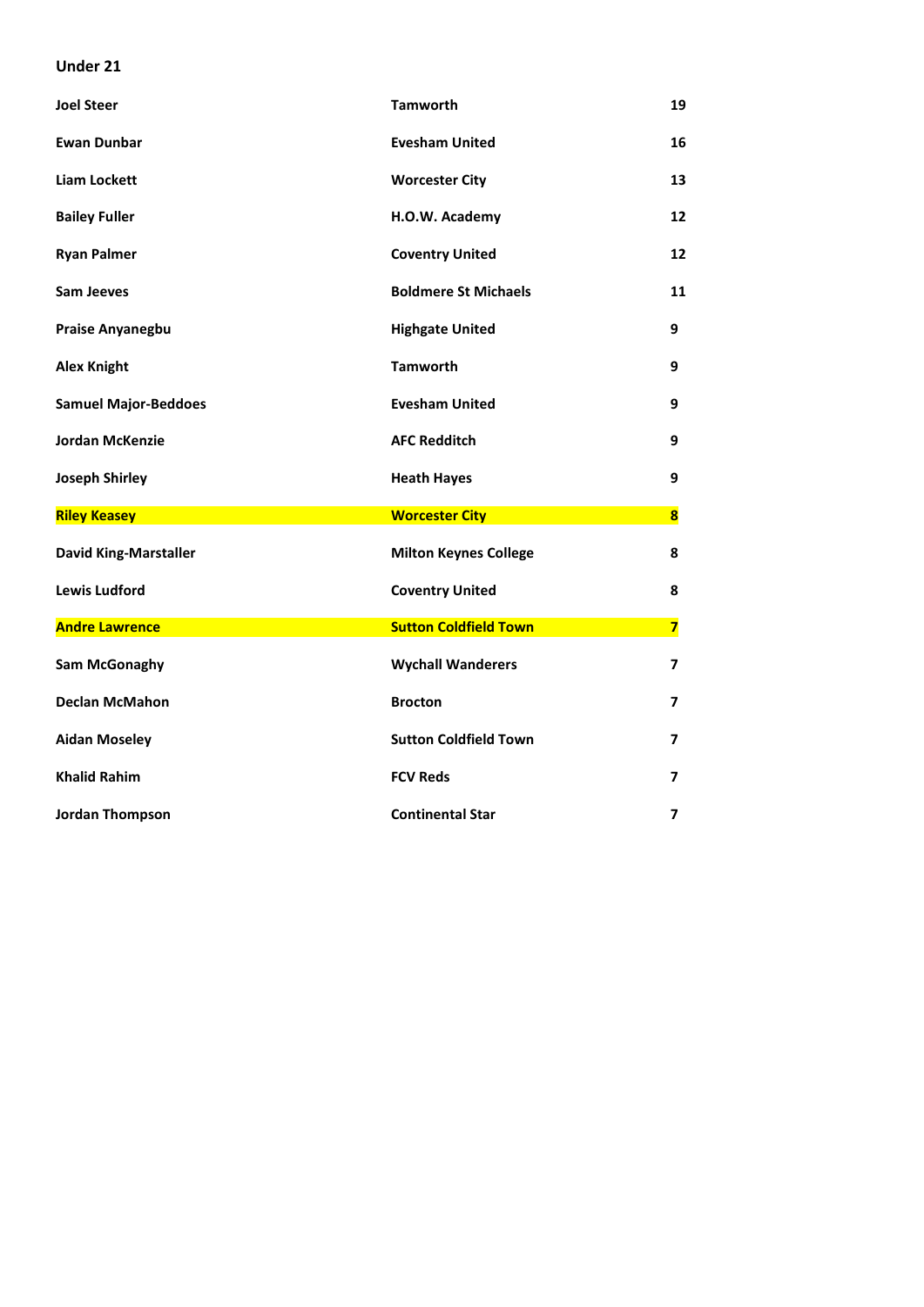**Under 21**

| | | |
|---|---|---|
| **Joel Steer** | **Tamworth** | **19** |
| **Ewan Dunbar** | **Evesham United** | **16** |
| **Liam Lockett** | **Worcester City** | **13** |
| **Bailey Fuller** | **H.O.W. Academy** | **12** |
| **Ryan Palmer** | **Coventry United** | **12** |
| **Sam Jeeves** | **Boldmere St Michaels** | **11** |
| **Praise Anyanegbu** | **Highgate United** | **9** |
| **Alex Knight** | **Tamworth** | **9** |
| **Samuel Major-Beddoes** | **Evesham United** | **9** |
| **Jordan McKenzie** | **AFC Redditch** | **9** |
| **Joseph Shirley** | **Heath Hayes** | **9** |
| **Riley Keasey** | **Worcester City** | **8** |
| **David King-Marstaller** | **Milton Keynes College** | **8** |
| **Lewis Ludford** | **Coventry United** | **8** |
| **Andre Lawrence** | **Sutton Coldfield Town** | **7** |
| **Sam McGonaghy** | **Wychall Wanderers** | **7** |
| **Declan McMahon** | **Brocton** | **7** |
| **Aidan Moseley** | **Sutton Coldfield Town** | **7** |
| **Khalid Rahim** | **FCV Reds** | **7** |
| **Jordan Thompson** | **Continental Star** | **7** |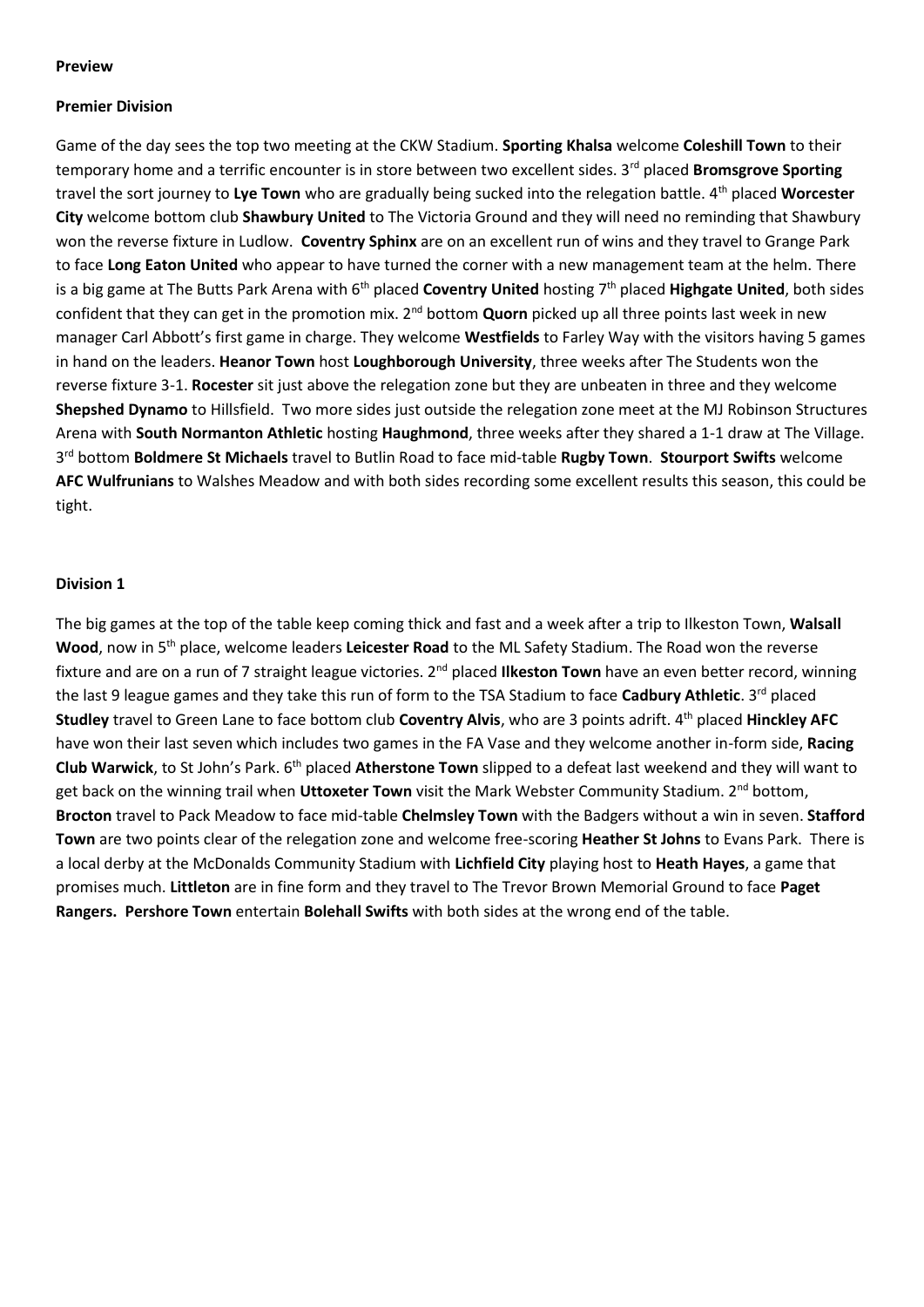**Preview**

**Premier Division**

Game of the day sees the top two meeting at the CKW Stadium. **Sporting Khalsa** welcome **Coleshill Town** to their temporary home and a terrific encounter is in store between two excellent sides. 3rd placed **Bromsgrove Sporting** travel the sort journey to **Lye Town** who are gradually being sucked into the relegation battle. 4th placed **Worcester City** welcome bottom club **Shawbury United** to The Victoria Ground and they will need no reminding that Shawbury won the reverse fixture in Ludlow. **Coventry Sphinx** are on an excellent run of wins and they travel to Grange Park to face **Long Eaton United** who appear to have turned the corner with a new management team at the helm. There is a big game at The Butts Park Arena with 6th placed **Coventry United** hosting 7th placed **Highgate United**, both sides confident that they can get in the promotion mix. 2nd bottom **Quorn** picked up all three points last week in new manager Carl Abbott's first game in charge. They welcome **Westfields** to Farley Way with the visitors having 5 games in hand on the leaders. **Heanor Town** host **Loughborough University**, three weeks after The Students won the reverse fixture 3-1. **Rocester** sit just above the relegation zone but they are unbeaten in three and they welcome **Shepshed Dynamo** to Hillsfield. Two more sides just outside the relegation zone meet at the MJ Robinson Structures Arena with **South Normanton Athletic** hosting **Haughmond**, three weeks after they shared a 1-1 draw at The Village. 3rd bottom **Boldmere St Michaels** travel to Butlin Road to face mid-table **Rugby Town**. **Stourport Swifts** welcome **AFC Wulfrunians** to Walshes Meadow and with both sides recording some excellent results this season, this could be tight.

**Division 1**

The big games at the top of the table keep coming thick and fast and a week after a trip to Ilkeston Town, **Walsall Wood**, now in 5th place, welcome leaders **Leicester Road** to the ML Safety Stadium. The Road won the reverse fixture and are on a run of 7 straight league victories. 2nd placed **Ilkeston Town** have an even better record, winning the last 9 league games and they take this run of form to the TSA Stadium to face **Cadbury Athletic**. 3rd placed **Studley** travel to Green Lane to face bottom club **Coventry Alvis**, who are 3 points adrift. 4th placed **Hinckley AFC** have won their last seven which includes two games in the FA Vase and they welcome another in-form side, **Racing Club Warwick**, to St John's Park. 6th placed **Atherstone Town** slipped to a defeat last weekend and they will want to get back on the winning trail when **Uttoxeter Town** visit the Mark Webster Community Stadium. 2nd bottom, **Brocton** travel to Pack Meadow to face mid-table **Chelmsley Town** with the Badgers without a win in seven. **Stafford Town** are two points clear of the relegation zone and welcome free-scoring **Heather St Johns** to Evans Park. There is a local derby at the McDonalds Community Stadium with **Lichfield City** playing host to **Heath Hayes**, a game that promises much. **Littleton** are in fine form and they travel to The Trevor Brown Memorial Ground to face **Paget Rangers. Pershore Town** entertain **Bolehall Swifts** with both sides at the wrong end of the table.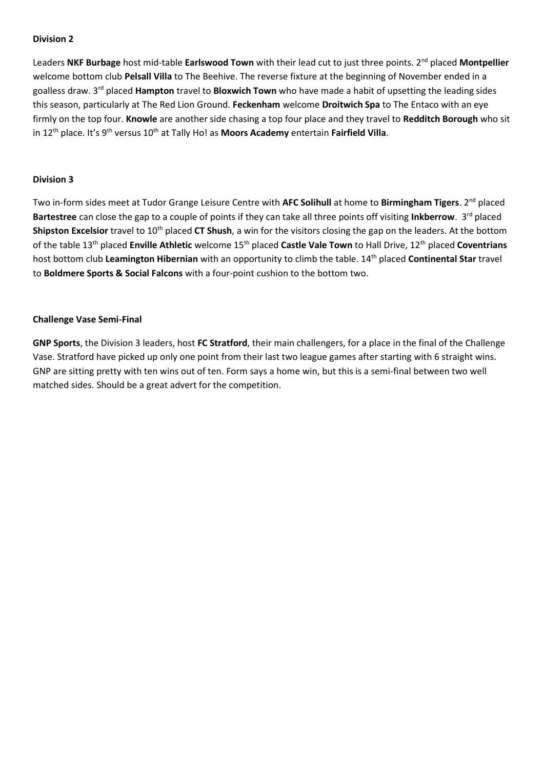**Division 2**

Leaders **NKF Burbage** host mid-table **Earlswood Town** with their lead cut to just three points. 2nd placed **Montpellier** welcome bottom club **Pelsall Villa** to The Beehive. The reverse fixture at the beginning of November ended in a goalless draw. 3rd placed **Hampton** travel to **Bloxwich Town** who have made a habit of upsetting the leading sides this season, particularly at The Red Lion Ground. **Feckenham** welcome **Droitwich Spa** to The Entaco with an eye firmly on the top four. **Knowle** are another side chasing a top four place and they travel to **Redditch Borough** who sit in 12th place. It's 9th versus 10th at Tally Ho! as **Moors Academy** entertain **Fairfield Villa**.

**Division 3**

Two in-form sides meet at Tudor Grange Leisure Centre with **AFC Solihull** at home to **Birmingham Tigers**. 2nd placed **Bartestree** can close the gap to a couple of points if they can take all three points off visiting **Inkberrow**. 3rd placed **Shipston Excelsior** travel to 10th placed **CT Shush**, a win for the visitors closing the gap on the leaders. At the bottom of the table 13th placed **Enville Athletic** welcome 15th placed **Castle Vale Town** to Hall Drive, 12th placed **Coventrians** host bottom club **Leamington Hibernian** with an opportunity to climb the table. 14th placed **Continental Star** travel to **Boldmere Sports & Social Falcons** with a four-point cushion to the bottom two.

**Challenge Vase Semi-Final**

**GNP Sports**, the Division 3 leaders, host **FC Stratford**, their main challengers, for a place in the final of the Challenge Vase. Stratford have picked up only one point from their last two league games after starting with 6 straight wins. GNP are sitting pretty with ten wins out of ten. Form says a home win, but this is a semi-final between two well matched sides. Should be a great advert for the competition.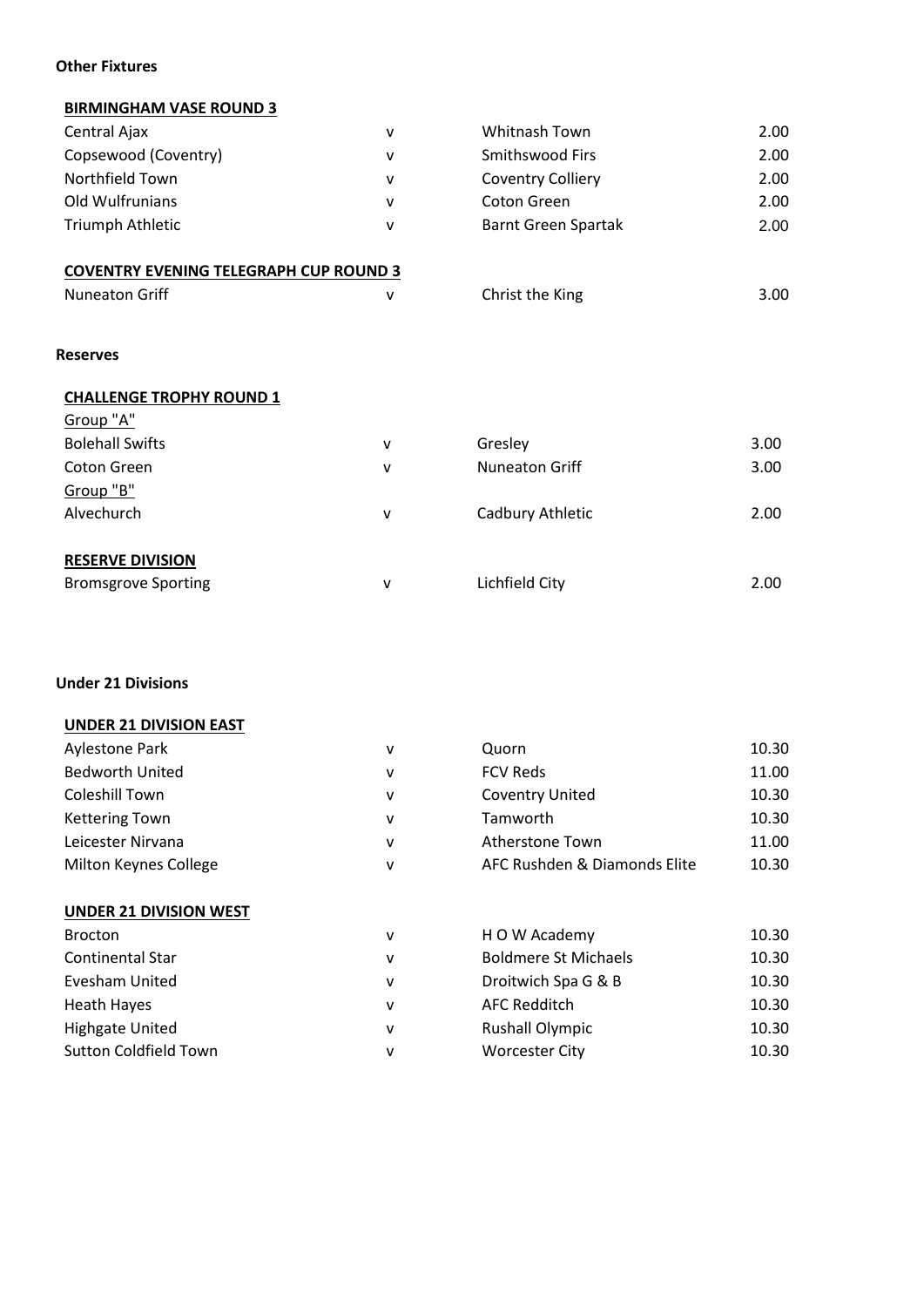**Other Fixtures**

**BIRMINGHAM VASE ROUND 3**

| | | | |
|---|---|---|---|
| Central Ajax | v | Whitnash Town | 2.00 |
| Copsewood (Coventry) | v | Smithswood Firs | 2.00 |
| Northfield Town | v | Coventry Colliery | 2.00 |
| Old Wulfrunians | v | Coton Green | 2.00 |
| Triumph Athletic | v | Barnt Green Spartak | 2.00 |

**COVENTRY EVENING TELEGRAPH CUP ROUND 3**

| | | | |
|---|---|---|---|
| Nuneaton Griff | v | Christ the King | 3.00 |

**Reserves**

**CHALLENGE TROPHY ROUND 1**

Group "A"

| | | | |
|---|---|---|---|
| Bolehall Swifts | v | Gresley | 3.00 |
| Coton Green | v | Nuneaton Griff | 3.00 |

Group "B"

| | | | |
|---|---|---|---|
| Alvechurch | v | Cadbury Athletic | 2.00 |

**RESERVE DIVISION**

| | | | |
|---|---|---|---|
| Bromsgrove Sporting | v | Lichfield City | 2.00 |

**Under 21 Divisions**

**UNDER 21 DIVISION EAST**

| | | | |
|---|---|---|---|
| Aylestone Park | v | Quorn | 10.30 |
| Bedworth United | v | FCV Reds | 11.00 |
| Coleshill Town | v | Coventry United | 10.30 |
| Kettering Town | v | Tamworth | 10.30 |
| Leicester Nirvana | v | Atherstone Town | 11.00 |
| Milton Keynes College | v | AFC Rushden & Diamonds Elite | 10.30 |

**UNDER 21 DIVISION WEST**

| | | | |
|---|---|---|---|
| Brocton | v | H O W Academy | 10.30 |
| Continental Star | v | Boldmere St Michaels | 10.30 |
| Evesham United | v | Droitwich Spa G & B | 10.30 |
| Heath Hayes | v | AFC Redditch | 10.30 |
| Highgate United | v | Rushall Olympic | 10.30 |
| Sutton Coldfield Town | v | Worcester City | 10.30 |